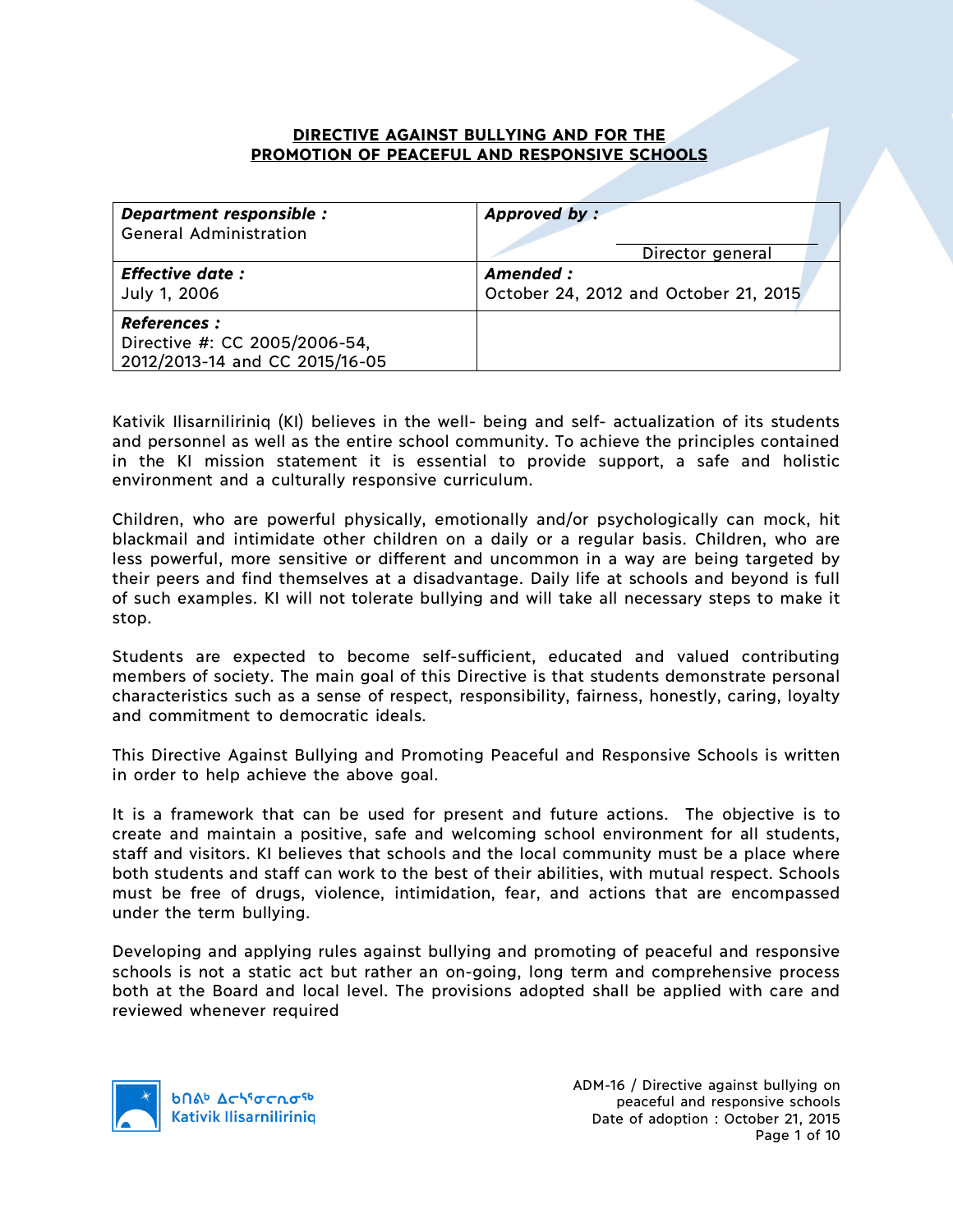# DIRECTIVE AGAINST BULLYING AND FOR THE PROMOTION OF PEACEFUL AND RESPONSIVE SCHOOLS

| | |
|---|---|
| ***Department responsible :*** General Administration | ***Approved by :*** Director general |
| ***Effective date :*** July 1, 2006 | ***Amended :*** October 24, 2012 and October 21, 2015 |
| ***References :*** Directive #: CC 2005/2006-54, 2012/2013-14 and CC 2015/16-05 | |

Kativik Ilisarniliriniq (KI) believes in the well- being and self- actualization of its students and personnel as well as the entire school community. To achieve the principles contained in the KI mission statement it is essential to provide support, a safe and holistic environment and a culturally responsive curriculum.

Children, who are powerful physically, emotionally and/or psychologically can mock, hit blackmail and intimidate other children on a daily or a regular basis. Children, who are less powerful, more sensitive or different and uncommon in a way are being targeted by their peers and find themselves at a disadvantage. Daily life at schools and beyond is full of such examples. KI will not tolerate bullying and will take all necessary steps to make it stop.

Students are expected to become self-sufficient, educated and valued contributing members of society. The main goal of this Directive is that students demonstrate personal characteristics such as a sense of respect, responsibility, fairness, honestly, caring, loyalty and commitment to democratic ideals.

This Directive Against Bullying and Promoting Peaceful and Responsive Schools is written in order to help achieve the above goal.

It is a framework that can be used for present and future actions. The objective is to create and maintain a positive, safe and welcoming school environment for all students, staff and visitors. KI believes that schools and the local community must be a place where both students and staff can work to the best of their abilities, with mutual respect. Schools must be free of drugs, violence, intimidation, fear, and actions that are encompassed under the term bullying.

Developing and applying rules against bullying and promoting of peaceful and responsive schools is not a static act but rather an on-going, long term and comprehensive process both at the Board and local level. The provisions adopted shall be applied with care and reviewed whenever required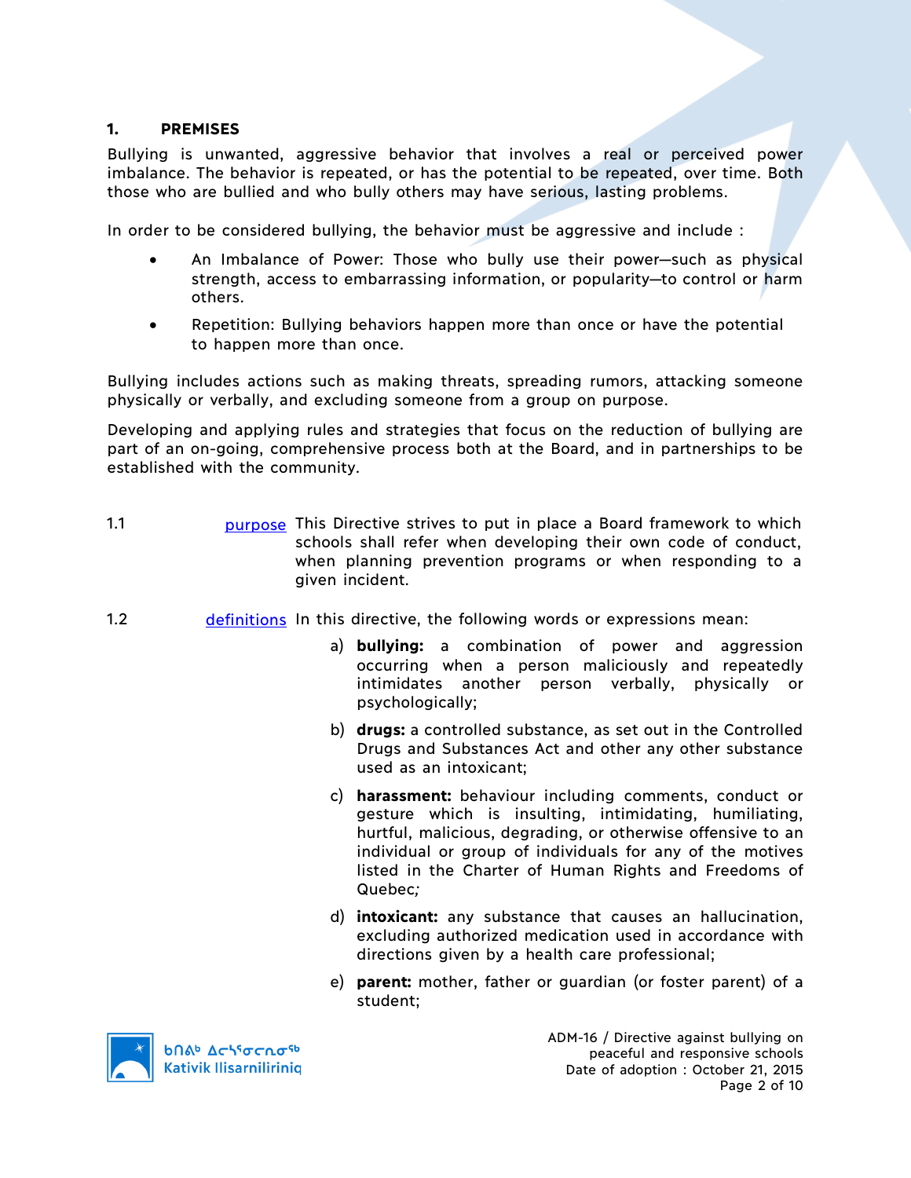## 1. PREMISES

Bullying is unwanted, aggressive behavior that involves a real or perceived power imbalance. The behavior is repeated, or has the potential to be repeated, over time. Both those who are bullied and who bully others may have serious, lasting problems.

In order to be considered bullying, the behavior must be aggressive and include :

- An Imbalance of Power: Those who bully use their power—such as physical strength, access to embarrassing information, or popularity—to control or harm others.
- Repetition: Bullying behaviors happen more than once or have the potential to happen more than once.

Bullying includes actions such as making threats, spreading rumors, attacking someone physically or verbally, and excluding someone from a group on purpose.

Developing and applying rules and strategies that focus on the reduction of bullying are part of an on-going, comprehensive process both at the Board, and in partnerships to be established with the community.

1.1 purpose This Directive strives to put in place a Board framework to which schools shall refer when developing their own code of conduct, when planning prevention programs or when responding to a given incident.

1.2 definitions In this directive, the following words or expressions mean:

a) **bullying:** a combination of power and aggression occurring when a person maliciously and repeatedly intimidates another person verbally, physically or psychologically;

b) **drugs:** a controlled substance, as set out in the Controlled Drugs and Substances Act and other any other substance used as an intoxicant;

c) **harassment:** behaviour including comments, conduct or gesture which is insulting, intimidating, humiliating, hurtful, malicious, degrading, or otherwise offensive to an individual or group of individuals for any of the motives listed in the Charter of Human Rights and Freedoms of Quebec*;*

d) **intoxicant:** any substance that causes an hallucination, excluding authorized medication used in accordance with directions given by a health care professional;

e) **parent:** mother, father or guardian (or foster parent) of a student;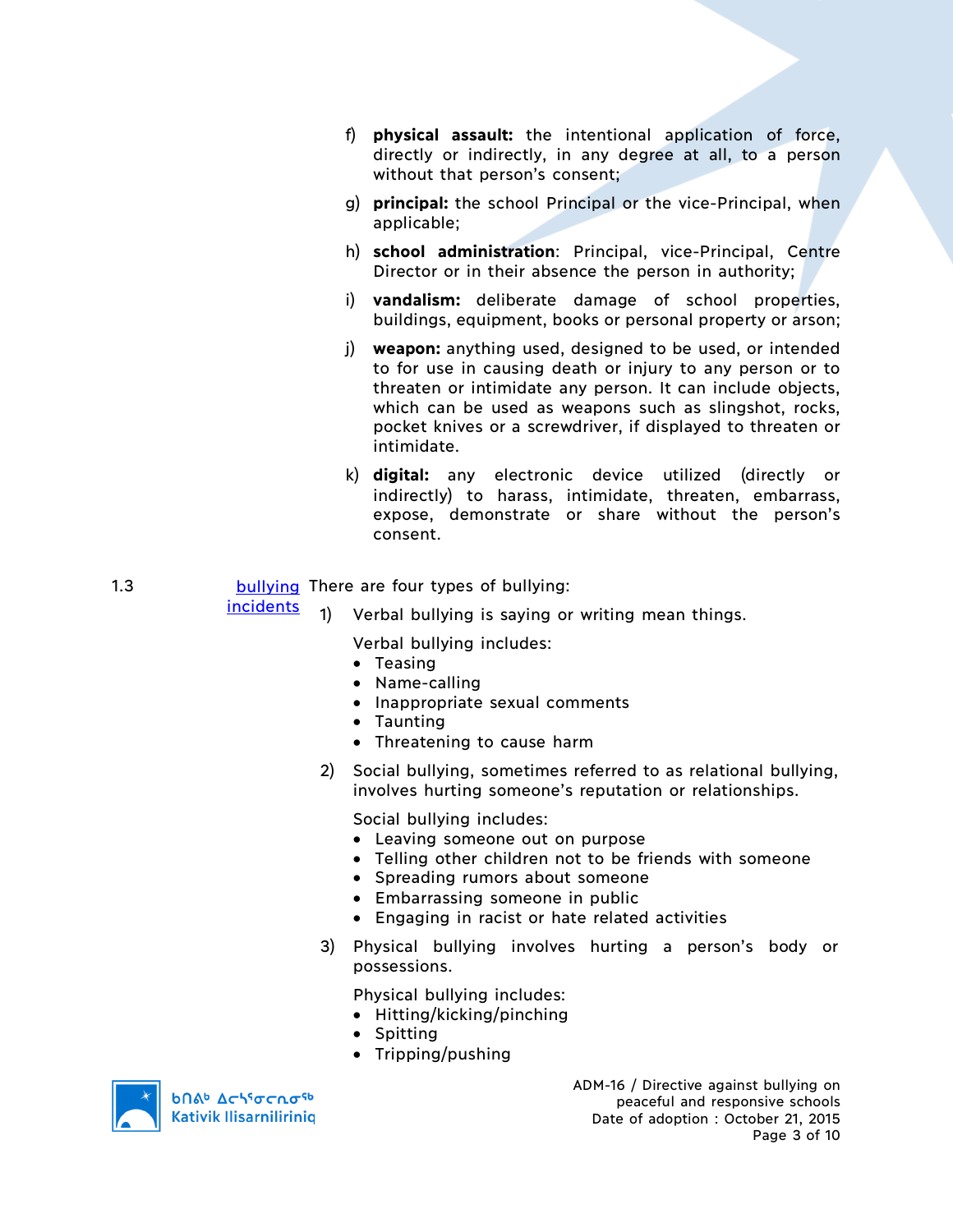f) **physical assault:** the intentional application of force, directly or indirectly, in any degree at all, to a person without that person's consent;

g) **principal:** the school Principal or the vice-Principal, when applicable;

h) **school administration**: Principal, vice-Principal, Centre Director or in their absence the person in authority;

i) **vandalism:** deliberate damage of school properties, buildings, equipment, books or personal property or arson;

j) **weapon:** anything used, designed to be used, or intended to for use in causing death or injury to any person or to threaten or intimidate any person. It can include objects, which can be used as weapons such as slingshot, rocks, pocket knives or a screwdriver, if displayed to threaten or intimidate.

k) **digital:** any electronic device utilized (directly or indirectly) to harass, intimidate, threaten, embarrass, expose, demonstrate or share without the person's consent.

1.3 bullying incidents

There are four types of bullying:

1) Verbal bullying is saying or writing mean things.

   Verbal bullying includes:
   - Teasing
   - Name-calling
   - Inappropriate sexual comments
   - Taunting
   - Threatening to cause harm

2) Social bullying, sometimes referred to as relational bullying, involves hurting someone's reputation or relationships.

   Social bullying includes:
   - Leaving someone out on purpose
   - Telling other children not to be friends with someone
   - Spreading rumors about someone
   - Embarrassing someone in public
   - Engaging in racist or hate related activities

3) Physical bullying involves hurting a person's body or possessions.

   Physical bullying includes:
   - Hitting/kicking/pinching
   - Spitting
   - Tripping/pushing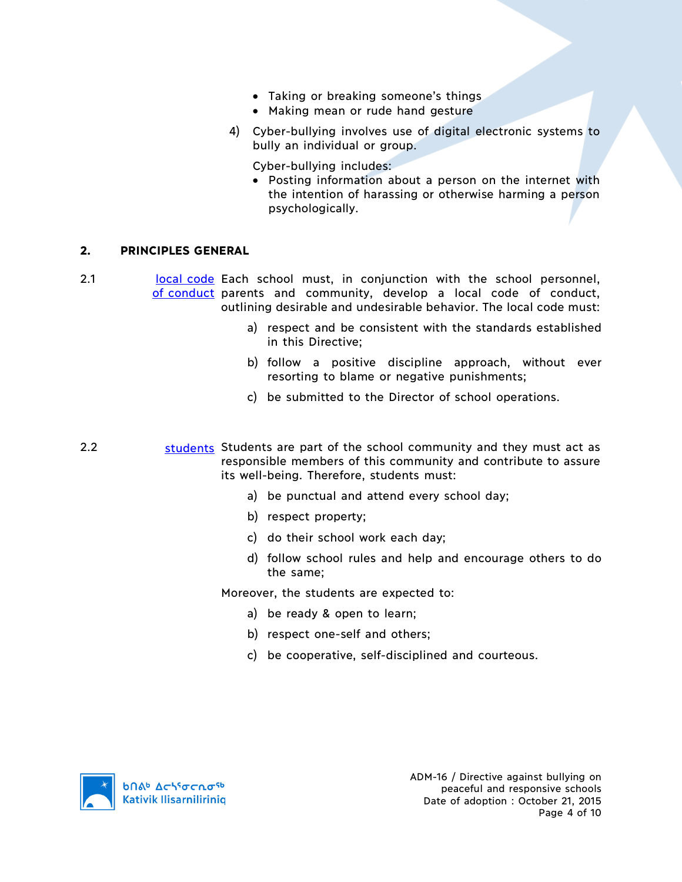- Taking or breaking someone's things
- Making mean or rude hand gesture

4) Cyber-bullying involves use of digital electronic systems to bully an individual or group.

   Cyber-bullying includes:

   - Posting information about a person on the internet with the intention of harassing or otherwise harming a person psychologically.

## 2. PRINCIPLES GENERAL

2.1 local code of conduct — Each school must, in conjunction with the school personnel, parents and community, develop a local code of conduct, outlining desirable and undesirable behavior. The local code must:

a) respect and be consistent with the standards established in this Directive;

b) follow a positive discipline approach, without ever resorting to blame or negative punishments;

c) be submitted to the Director of school operations.

2.2 students — Students are part of the school community and they must act as responsible members of this community and contribute to assure its well-being. Therefore, students must:

a) be punctual and attend every school day;

b) respect property;

c) do their school work each day;

d) follow school rules and help and encourage others to do the same;

Moreover, the students are expected to:

a) be ready & open to learn;

b) respect one-self and others;

c) be cooperative, self-disciplined and courteous.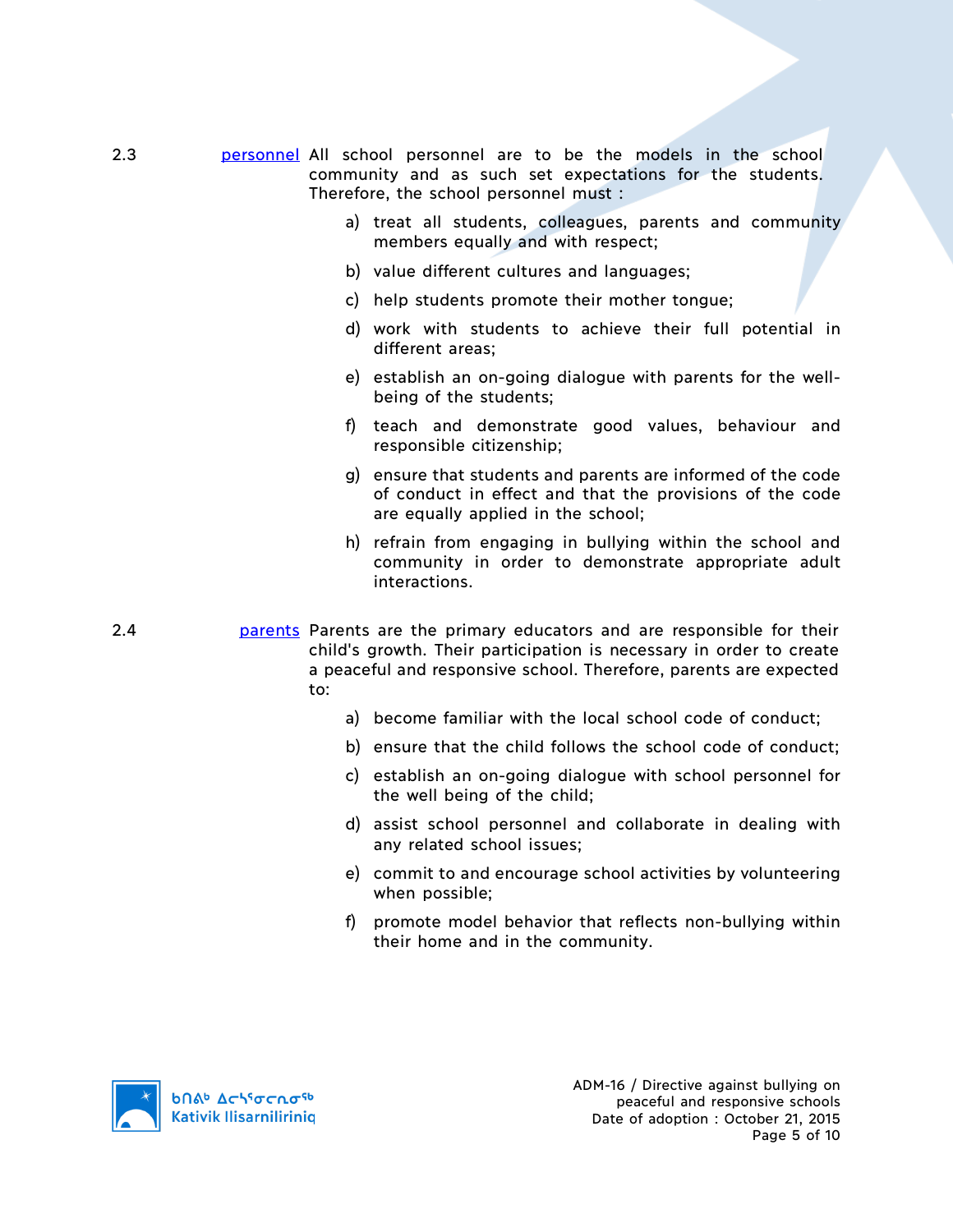2.3 personnel All school personnel are to be the models in the school community and as such set expectations for the students. Therefore, the school personnel must :

a) treat all students, colleagues, parents and community members equally and with respect;

b) value different cultures and languages;

c) help students promote their mother tongue;

d) work with students to achieve their full potential in different areas;

e) establish an on-going dialogue with parents for the well-being of the students;

f) teach and demonstrate good values, behaviour and responsible citizenship;

g) ensure that students and parents are informed of the code of conduct in effect and that the provisions of the code are equally applied in the school;

h) refrain from engaging in bullying within the school and community in order to demonstrate appropriate adult interactions.

2.4 parents Parents are the primary educators and are responsible for their child's growth. Their participation is necessary in order to create a peaceful and responsive school. Therefore, parents are expected to:

a) become familiar with the local school code of conduct;

b) ensure that the child follows the school code of conduct;

c) establish an on-going dialogue with school personnel for the well being of the child;

d) assist school personnel and collaborate in dealing with any related school issues;

e) commit to and encourage school activities by volunteering when possible;

f) promote model behavior that reflects non-bullying within their home and in the community.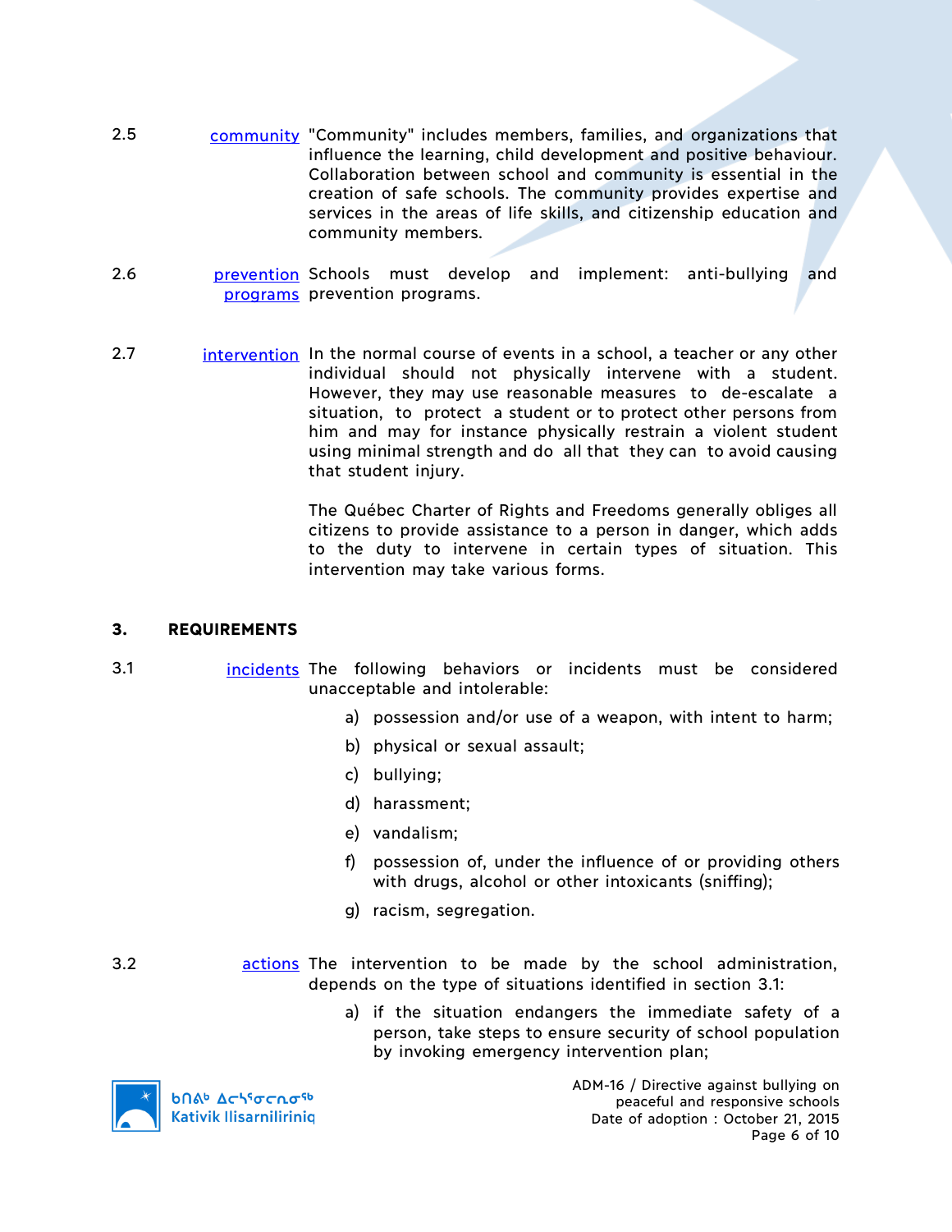2.5 community "Community" includes members, families, and organizations that influence the learning, child development and positive behaviour. Collaboration between school and community is essential in the creation of safe schools. The community provides expertise and services in the areas of life skills, and citizenship education and community members.

2.6 prevention programs Schools must develop and implement: anti-bullying and prevention programs.

2.7 intervention In the normal course of events in a school, a teacher or any other individual should not physically intervene with a student. However, they may use reasonable measures to de-escalate a situation, to protect a student or to protect other persons from him and may for instance physically restrain a violent student using minimal strength and do all that they can to avoid causing that student injury.

The Québec Charter of Rights and Freedoms generally obliges all citizens to provide assistance to a person in danger, which adds to the duty to intervene in certain types of situation. This intervention may take various forms.

## 3. REQUIREMENTS

3.1 incidents The following behaviors or incidents must be considered unacceptable and intolerable:

a) possession and/or use of a weapon, with intent to harm;

b) physical or sexual assault;

c) bullying;

d) harassment;

e) vandalism;

f) possession of, under the influence of or providing others with drugs, alcohol or other intoxicants (sniffing);

g) racism, segregation.

3.2 actions The intervention to be made by the school administration, depends on the type of situations identified in section 3.1:

a) if the situation endangers the immediate safety of a person, take steps to ensure security of school population by invoking emergency intervention plan;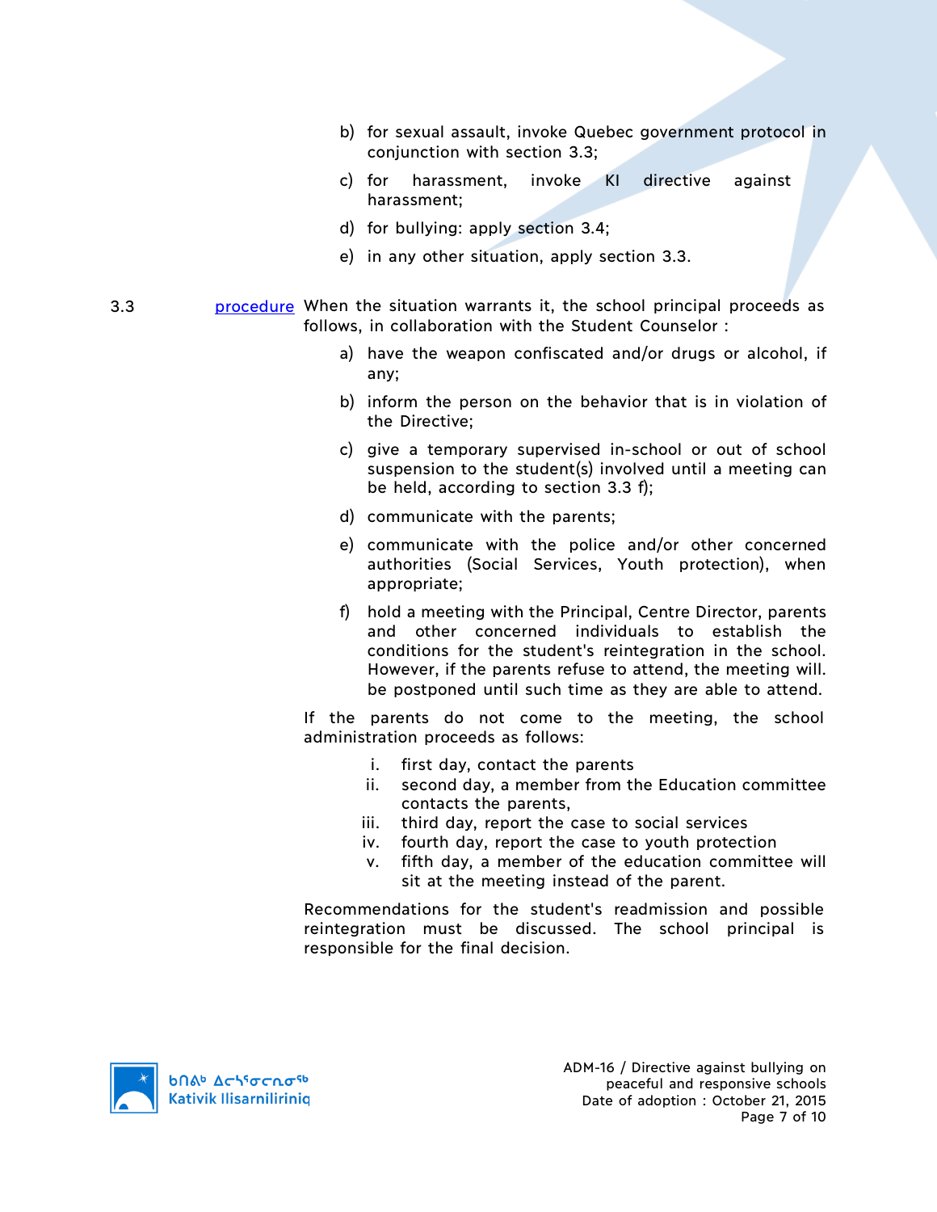b) for sexual assault, invoke Quebec government protocol in conjunction with section 3.3;

c) for harassment, invoke KI directive against harassment;

d) for bullying: apply section 3.4;

e) in any other situation, apply section 3.3.

3.3 procedure When the situation warrants it, the school principal proceeds as follows, in collaboration with the Student Counselor :

a) have the weapon confiscated and/or drugs or alcohol, if any;

b) inform the person on the behavior that is in violation of the Directive;

c) give a temporary supervised in-school or out of school suspension to the student(s) involved until a meeting can be held, according to section 3.3 f);

d) communicate with the parents;

e) communicate with the police and/or other concerned authorities (Social Services, Youth protection), when appropriate;

f) hold a meeting with the Principal, Centre Director, parents and other concerned individuals to establish the conditions for the student's reintegration in the school. However, if the parents refuse to attend, the meeting will. be postponed until such time as they are able to attend.

If the parents do not come to the meeting, the school administration proceeds as follows:

i. first day, contact the parents
ii. second day, a member from the Education committee contacts the parents,
iii. third day, report the case to social services
iv. fourth day, report the case to youth protection
v. fifth day, a member of the education committee will sit at the meeting instead of the parent.

Recommendations for the student's readmission and possible reintegration must be discussed. The school principal is responsible for the final decision.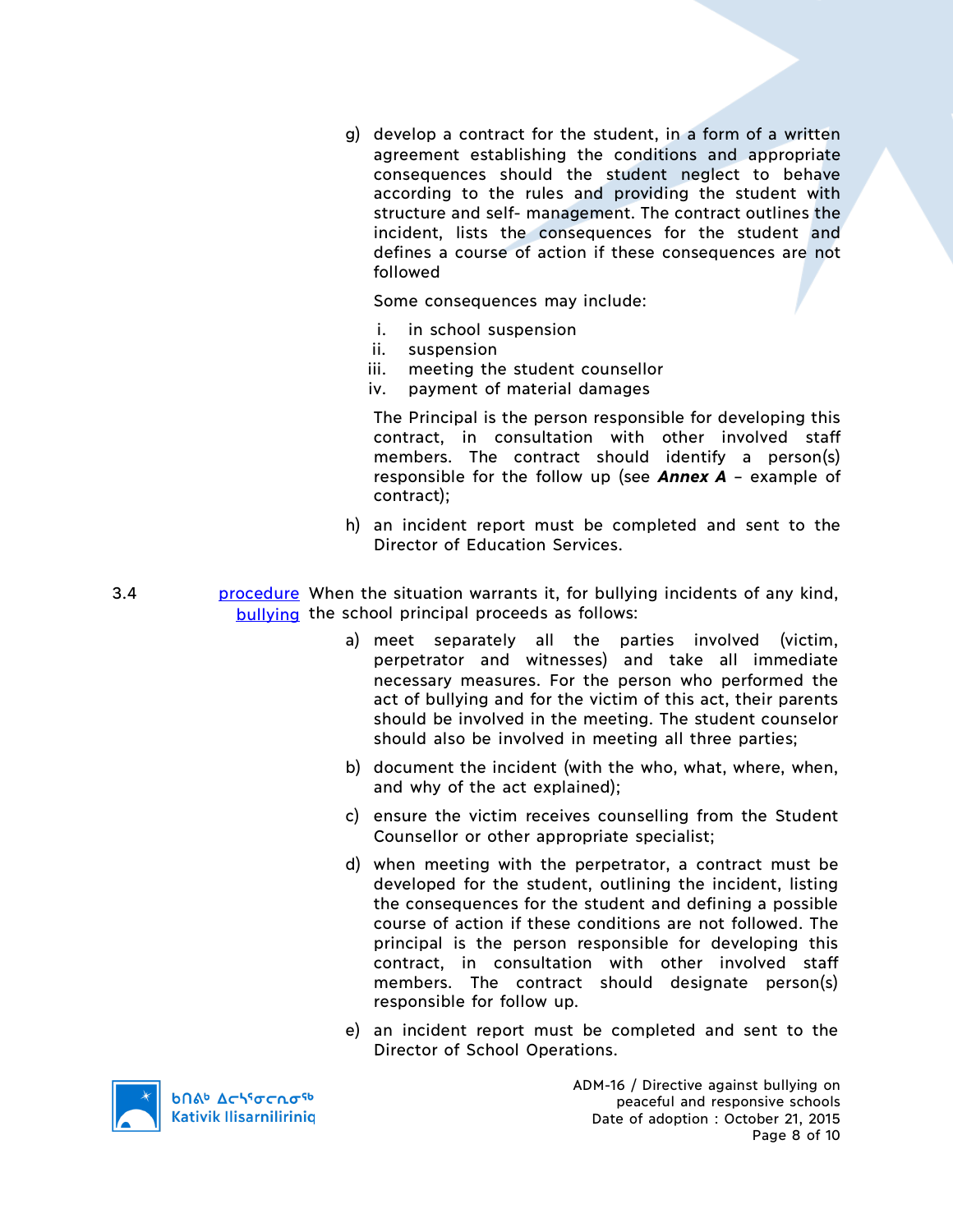g) develop a contract for the student, in a form of a written agreement establishing the conditions and appropriate consequences should the student neglect to behave according to the rules and providing the student with structure and self- management. The contract outlines the incident, lists the consequences for the student and defines a course of action if these consequences are not followed

   Some consequences may include:

   i. in school suspension
   ii. suspension
   iii. meeting the student counsellor
   iv. payment of material damages

   The Principal is the person responsible for developing this contract, in consultation with other involved staff members. The contract should identify a person(s) responsible for the follow up (see ***Annex A*** – example of contract);

h) an incident report must be completed and sent to the Director of Education Services.

3.4 procedure bullying When the situation warrants it, for bullying incidents of any kind, the school principal proceeds as follows:

a) meet separately all the parties involved (victim, perpetrator and witnesses) and take all immediate necessary measures. For the person who performed the act of bullying and for the victim of this act, their parents should be involved in the meeting. The student counselor should also be involved in meeting all three parties;

b) document the incident (with the who, what, where, when, and why of the act explained);

c) ensure the victim receives counselling from the Student Counsellor or other appropriate specialist;

d) when meeting with the perpetrator, a contract must be developed for the student, outlining the incident, listing the consequences for the student and defining a possible course of action if these conditions are not followed. The principal is the person responsible for developing this contract, in consultation with other involved staff members. The contract should designate person(s) responsible for follow up.

e) an incident report must be completed and sent to the Director of School Operations.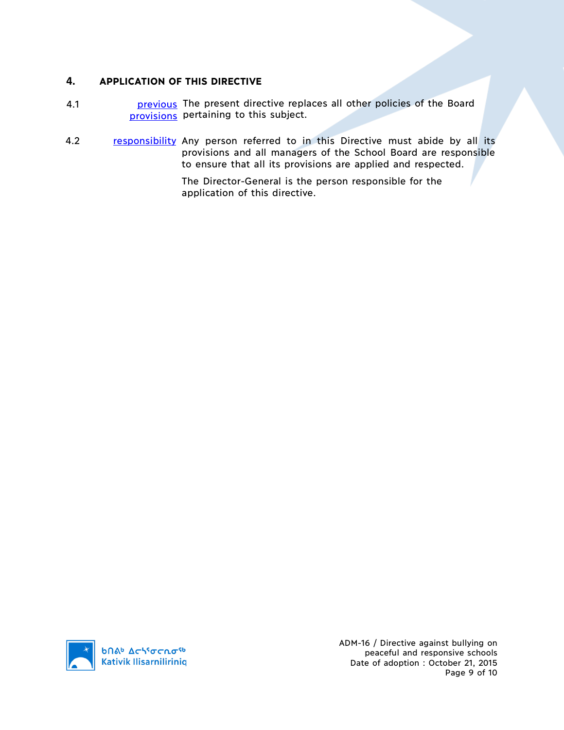## 4. APPLICATION OF THIS DIRECTIVE

4.1 **previous provisions** The present directive replaces all other policies of the Board pertaining to this subject.

4.2 **responsibility** Any person referred to in this Directive must abide by all its provisions and all managers of the School Board are responsible to ensure that all its provisions are applied and respected.

The Director-General is the person responsible for the application of this directive.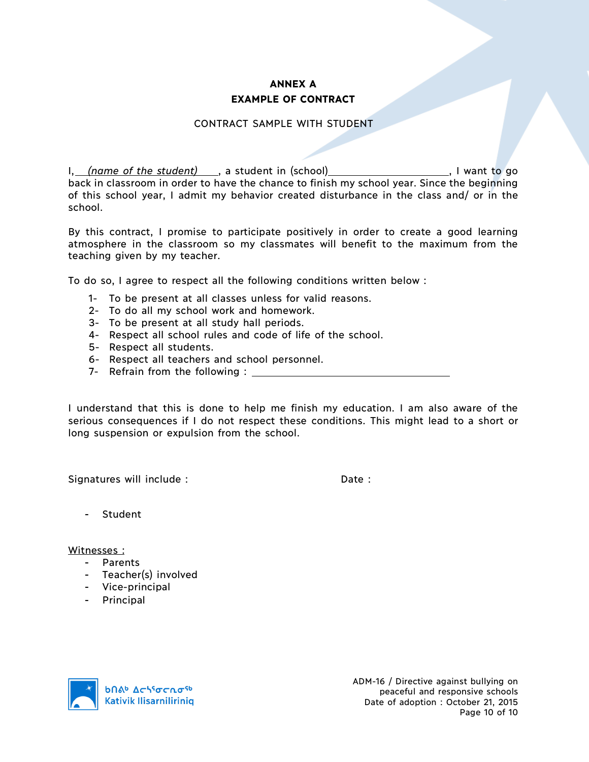# ANNEX A
# EXAMPLE OF CONTRACT

CONTRACT SAMPLE WITH STUDENT

I, *(name of the student)*\_\_\_\_, a student in (school)\_\_\_\_\_\_\_\_\_\_\_\_\_\_\_\_\_\_\_\_\_\_, I want to go back in classroom in order to have the chance to finish my school year. Since the beginning of this school year, I admit my behavior created disturbance in the class and/ or in the school.

By this contract, I promise to participate positively in order to create a good learning atmosphere in the classroom so my classmates will benefit to the maximum from the teaching given by my teacher.

To do so, I agree to respect all the following conditions written below :

1- To be present at all classes unless for valid reasons.
2- To do all my school work and homework.
3- To be present at all study hall periods.
4- Respect all school rules and code of life of the school.
5- Respect all students.
6- Respect all teachers and school personnel.
7- Refrain from the following : \_\_\_\_\_\_\_\_\_\_\_\_\_\_\_\_\_\_\_\_\_\_\_\_\_\_\_\_\_\_\_\_\_\_\_\_

I understand that this is done to help me finish my education. I am also aware of the serious consequences if I do not respect these conditions. This might lead to a short or long suspension or expulsion from the school.

Signatures will include : Date :

- Student

Witnesses :

- Parents
- Teacher(s) involved
- Vice-principal
- Principal

ᑲᑎᕝᕕᒃ ᐃᓕᓴᕐᓂᓕᕆᓂᖅ
Kativik Ilisarniliriniq

ADM-16 / Directive against bullying on peaceful and responsive schools
Date of adoption : October 21, 2015